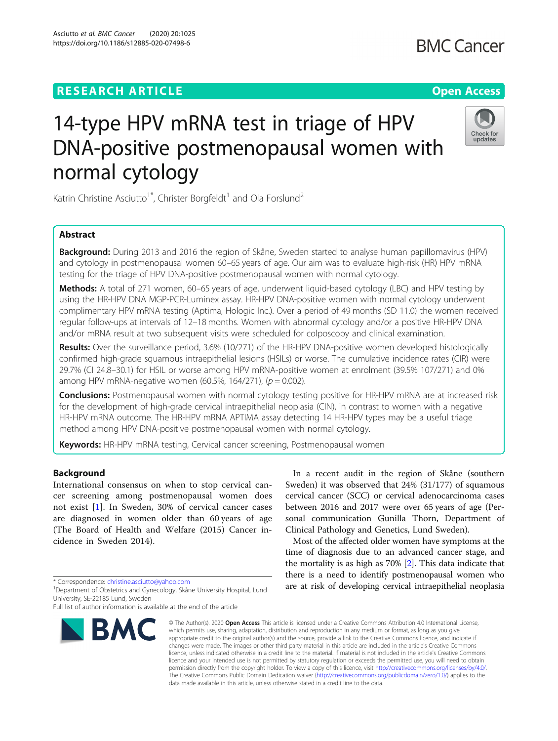RESEARCH ARTICLE

Open Access

# 14-type HPV mRNA test in triage of HPV DNA-positive postmenopausal women with normal cytology

Katrin Christine Asciutto[1*], Christer Borgfeldt[1] and Ola Forslund[2]

## Abstract

**Background:** During 2013 and 2016 the region of Skåne, Sweden started to analyse human papillomavirus (HPV) and cytology in postmenopausal women 60–65 years of age. Our aim was to evaluate high-risk (HR) HPV mRNA testing for the triage of HPV DNA-positive postmenopausal women with normal cytology.

**Methods:** A total of 271 women, 60–65 years of age, underwent liquid-based cytology (LBC) and HPV testing by using the HR-HPV DNA MGP-PCR-Luminex assay. HR-HPV DNA-positive women with normal cytology underwent complimentary HPV mRNA testing (Aptima, Hologic Inc.). Over a period of 49 months (SD 11.0) the women received regular follow-ups at intervals of 12–18 months. Women with abnormal cytology and/or a positive HR-HPV DNA and/or mRNA result at two subsequent visits were scheduled for colposcopy and clinical examination.

**Results:** Over the surveillance period, 3.6% (10/271) of the HR-HPV DNA-positive women developed histologically confirmed high-grade squamous intraepithelial lesions (HSILs) or worse. The cumulative incidence rates (CIR) were 29.7% (CI 24.8–30.1) for HSIL or worse among HPV mRNA-positive women at enrolment (39.5% 107/271) and 0% among HPV mRNA-negative women (60.5%, 164/271), ($p = 0.002$).

**Conclusions:** Postmenopausal women with normal cytology testing positive for HR-HPV mRNA are at increased risk for the development of high-grade cervical intraepithelial neoplasia (CIN), in contrast to women with a negative HR-HPV mRNA outcome. The HR-HPV mRNA APTIMA assay detecting 14 HR-HPV types may be a useful triage method among HPV DNA-positive postmenopausal women with normal cytology.

**Keywords:** HR-HPV mRNA testing, Cervical cancer screening, Postmenopausal women

## Background

International consensus on when to stop cervical cancer screening among postmenopausal women does not exist [1]. In Sweden, 30% of cervical cancer cases are diagnosed in women older than 60 years of age (The Board of Health and Welfare (2015) Cancer incidence in Sweden 2014).

In a recent audit in the region of Skåne (southern Sweden) it was observed that 24% (31/177) of squamous cervical cancer (SCC) or cervical adenocarcinoma cases between 2016 and 2017 were over 65 years of age (Personal communication Gunilla Thorn, Department of Clinical Pathology and Genetics, Lund Sweden).

Most of the affected older women have symptoms at the time of diagnosis due to an advanced cancer stage, and the mortality is as high as 70% [2]. This data indicate that there is a need to identify postmenopausal women who are at risk of developing cervical intraepithelial neoplasia

* Correspondence: christine.asciutto@yahoo.com
[1]Department of Obstetrics and Gynecology, Skåne University Hospital, Lund University, SE-22185 Lund, Sweden
Full list of author information is available at the end of the article

© The Author(s). 2020 **Open Access** This article is licensed under a Creative Commons Attribution 4.0 International License, which permits use, sharing, adaptation, distribution and reproduction in any medium or format, as long as you give appropriate credit to the original author(s) and the source, provide a link to the Creative Commons licence, and indicate if changes were made. The images or other third party material in this article are included in the article's Creative Commons licence, unless indicated otherwise in a credit line to the material. If material is not included in the article's Creative Commons licence and your intended use is not permitted by statutory regulation or exceeds the permitted use, you will need to obtain permission directly from the copyright holder. To view a copy of this licence, visit http://creativecommons.org/licenses/by/4.0/. The Creative Commons Public Domain Dedication waiver (http://creativecommons.org/publicdomain/zero/1.0/) applies to the data made available in this article, unless otherwise stated in a credit line to the data.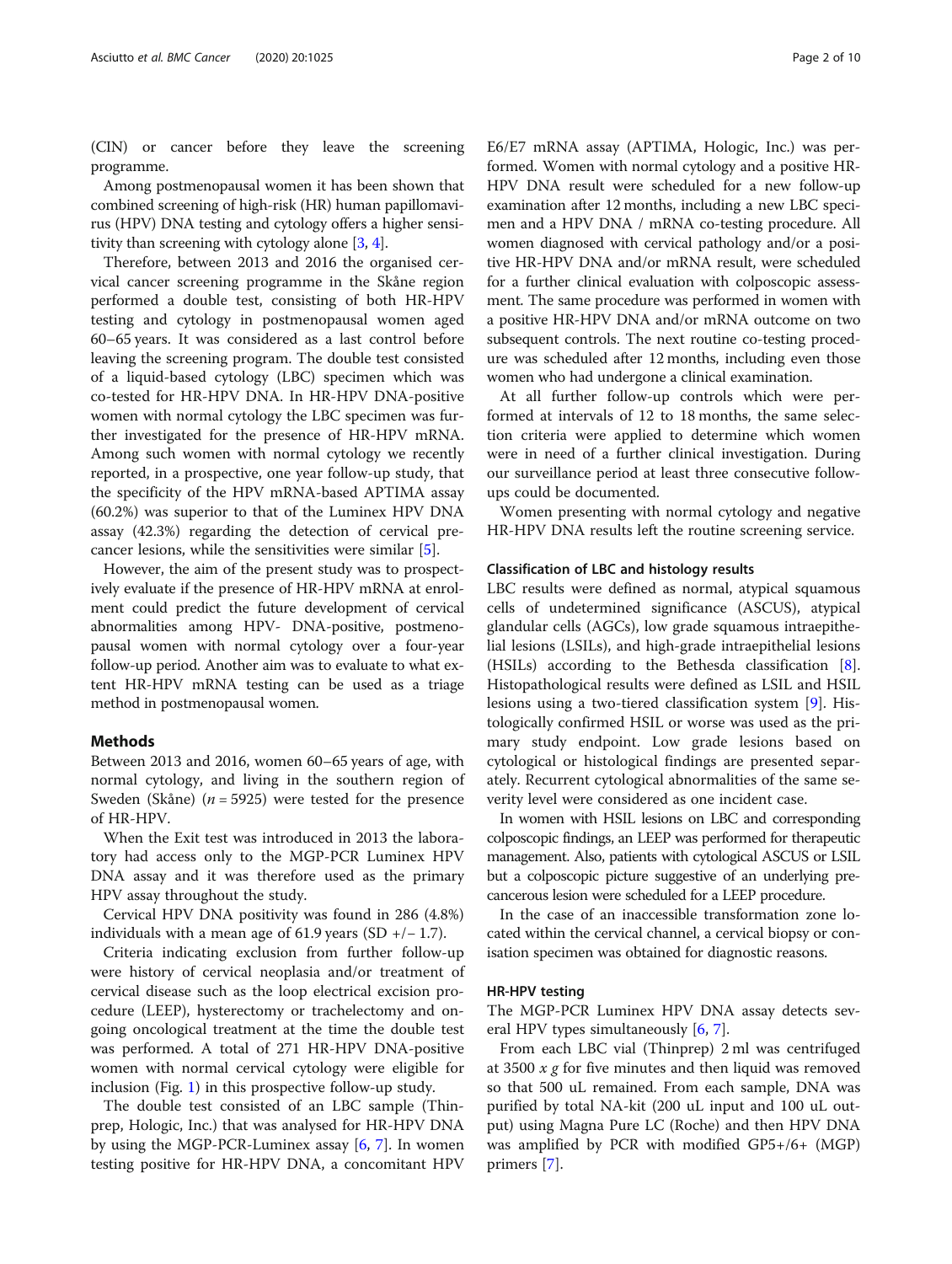(CIN) or cancer before they leave the screening programme.

Among postmenopausal women it has been shown that combined screening of high-risk (HR) human papillomavirus (HPV) DNA testing and cytology offers a higher sensitivity than screening with cytology alone [3, 4].

Therefore, between 2013 and 2016 the organised cervical cancer screening programme in the Skåne region performed a double test, consisting of both HR-HPV testing and cytology in postmenopausal women aged 60–65 years. It was considered as a last control before leaving the screening program. The double test consisted of a liquid-based cytology (LBC) specimen which was co-tested for HR-HPV DNA. In HR-HPV DNA-positive women with normal cytology the LBC specimen was further investigated for the presence of HR-HPV mRNA. Among such women with normal cytology we recently reported, in a prospective, one year follow-up study, that the specificity of the HPV mRNA-based APTIMA assay (60.2%) was superior to that of the Luminex HPV DNA assay (42.3%) regarding the detection of cervical precancer lesions, while the sensitivities were similar [5].

However, the aim of the present study was to prospectively evaluate if the presence of HR-HPV mRNA at enrolment could predict the future development of cervical abnormalities among HPV- DNA-positive, postmenopausal women with normal cytology over a four-year follow-up period. Another aim was to evaluate to what extent HR-HPV mRNA testing can be used as a triage method in postmenopausal women.

## Methods

Between 2013 and 2016, women 60–65 years of age, with normal cytology, and living in the southern region of Sweden (Skåne) ($n = 5925$) were tested for the presence of HR-HPV.

When the Exit test was introduced in 2013 the laboratory had access only to the MGP-PCR Luminex HPV DNA assay and it was therefore used as the primary HPV assay throughout the study.

Cervical HPV DNA positivity was found in 286 (4.8%) individuals with a mean age of 61.9 years (SD +/− 1.7).

Criteria indicating exclusion from further follow-up were history of cervical neoplasia and/or treatment of cervical disease such as the loop electrical excision procedure (LEEP), hysterectomy or trachelectomy and ongoing oncological treatment at the time the double test was performed. A total of 271 HR-HPV DNA-positive women with normal cytology were eligible for inclusion (Fig. 1) in this prospective follow-up study.

The double test consisted of an LBC sample (Thinprep, Hologic, Inc.) that was analysed for HR-HPV DNA by using the MGP-PCR-Luminex assay [6, 7]. In women testing positive for HR-HPV DNA, a concomitant HPV E6/E7 mRNA assay (APTIMA, Hologic, Inc.) was performed. Women with normal cytology and a positive HR-HPV DNA result were scheduled for a new follow-up examination after 12 months, including a new LBC specimen and a HPV DNA / mRNA co-testing procedure. All women diagnosed with cervical pathology and/or a positive HR-HPV DNA and/or mRNA result, were scheduled for a further clinical evaluation with colposcopic assessment. The same procedure was performed in women with a positive HR-HPV DNA and/or mRNA outcome on two subsequent controls. The next routine co-testing procedure was scheduled after 12 months, including even those women who had undergone a clinical examination.

At all further follow-up controls which were performed at intervals of 12 to 18 months, the same selection criteria were applied to determine which women were in need of a further clinical investigation. During our surveillance period at least three consecutive follow-ups could be documented.

Women presenting with normal cytology and negative HR-HPV DNA results left the routine screening service.

### Classification of LBC and histology results

LBC results were defined as normal, atypical squamous cells of undetermined significance (ASCUS), atypical glandular cells (AGCs), low grade squamous intraepithelial lesions (LSILs), and high-grade intraepithelial lesions (HSILs) according to the Bethesda classification [8]. Histopathological results were defined as LSIL and HSIL lesions using a two-tiered classification system [9]. Histologically confirmed HSIL or worse was used as the primary study endpoint. Low grade lesions based on cytological or histological findings are presented separately. Recurrent cytological abnormalities of the same severity level were considered as one incident case.

In women with HSIL lesions on LBC and corresponding colposcopic findings, an LEEP was performed for therapeutic management. Also, patients with cytological ASCUS or LSIL but a colposcopic picture suggestive of an underlying precancerous lesion were scheduled for a LEEP procedure.

In the case of an inaccessible transformation zone located within the cervical channel, a cervical biopsy or conisation specimen was obtained for diagnostic reasons.

### HR-HPV testing

The MGP-PCR Luminex HPV DNA assay detects several HPV types simultaneously [6, 7].

From each LBC vial (Thinprep) 2 ml was centrifuged at 3500 *x g* for five minutes and then liquid was removed so that 500 uL remained. From each sample, DNA was purified by total NA-kit (200 uL input and 100 uL output) using Magna Pure LC (Roche) and then HPV DNA was amplified by PCR with modified GP5+/6+ (MGP) primers [7].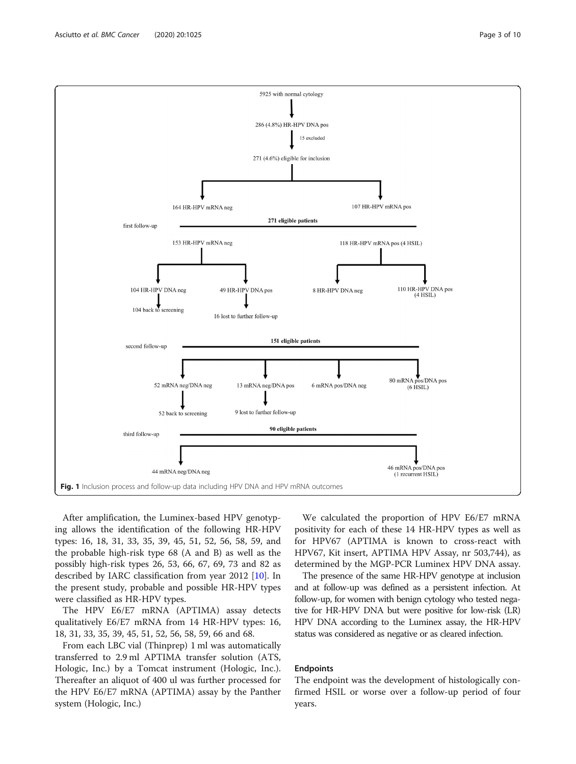5925 with normal cytology

286 (4.8%) HR-HPV DNA pos

15 excluded

271 (4.6%) eligible for inclusion

164 HR-HPV mRNA neg

107 HR-HPV mRNA pos

first follow-up

271 eligible patients

153 HR-HPV mRNA neg

118 HR-HPV mRNA pos (4 HSIL)

104 HR-HPV DNA neg

104 back to screening

49 HR-HPV DNA pos

16 lost to further follow-up

8 HR-HPV DNA neg

110 HR-HPV DNA pos (4 HSIL)

second follow-up

151 eligible patients

52 mRNA neg/DNA neg

52 back to screening

13 mRNA neg/DNA pos

9 lost to further follow-up

6 mRNA pos/DNA neg

80 mRNA pos/DNA pos (6 HSIL)

third follow-up

90 eligible patients

44 mRNA neg/DNA neg

46 mRNA pos/DNA pos (1 recurrent HSIL)

**Fig. 1** Inclusion process and follow-up data including HPV DNA and HPV mRNA outcomes

After amplification, the Luminex-based HPV genotyping allows the identification of the following HR-HPV types: 16, 18, 31, 33, 35, 39, 45, 51, 52, 56, 58, 59, and the probable high-risk type 68 (A and B) as well as the possibly high-risk types 26, 53, 66, 67, 69, 73 and 82 as described by IARC classification from year 2012 [10]. In the present study, probable and possible HR-HPV types were classified as HR-HPV types.

The HPV E6/E7 mRNA (APTIMA) assay detects qualitatively E6/E7 mRNA from 14 HR-HPV types: 16, 18, 31, 33, 35, 39, 45, 51, 52, 56, 58, 59, 66 and 68.

From each LBC vial (Thinprep) 1 ml was automatically transferred to 2.9 ml APTIMA transfer solution (ATS, Hologic, Inc.) by a Tomcat instrument (Hologic, Inc.). Thereafter an aliquot of 400 ul was further processed for the HPV E6/E7 mRNA (APTIMA) assay by the Panther system (Hologic, Inc.)

We calculated the proportion of HPV E6/E7 mRNA positivity for each of these 14 HR-HPV types as well as for HPV67 (APTIMA is known to cross-react with HPV67, Kit insert, APTIMA HPV Assay, nr 503,744), as determined by the MGP-PCR Luminex HPV DNA assay.

The presence of the same HR-HPV genotype at inclusion and at follow-up was defined as a persistent infection. At follow-up, for women with benign cytology who tested negative for HR-HPV DNA but were positive for low-risk (LR) HPV DNA according to the Luminex assay, the HR-HPV status was considered as negative or as cleared infection.

## Endpoints

The endpoint was the development of histologically confirmed HSIL or worse over a follow-up period of four years.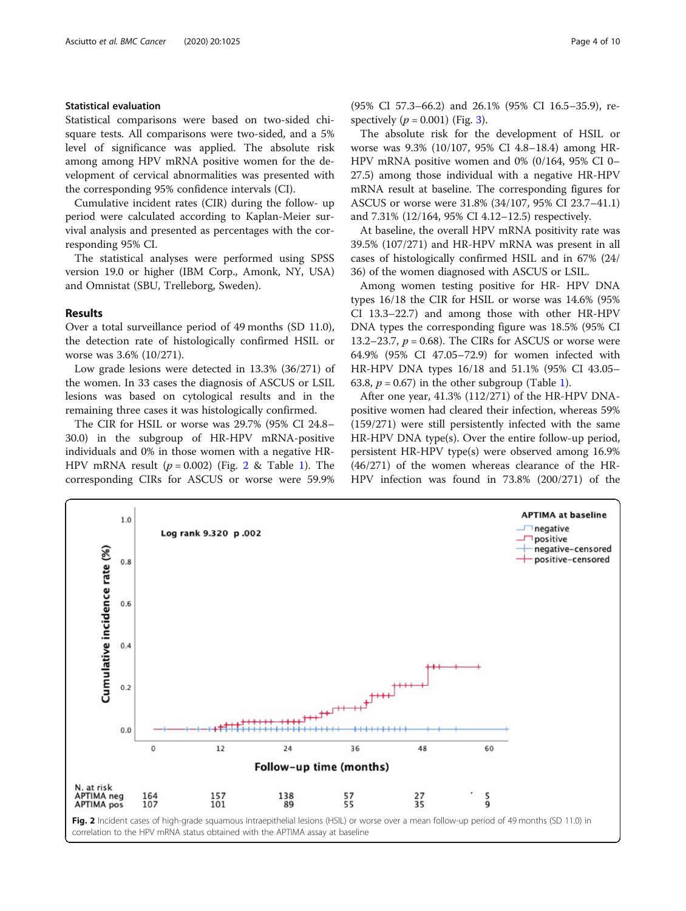### Statistical evaluation

Statistical comparisons were based on two-sided chi-square tests. All comparisons were two-sided, and a 5% level of significance was applied. The absolute risk among among HPV mRNA positive women for the development of cervical abnormalities was presented with the corresponding 95% confidence intervals (CI).

Cumulative incident rates (CIR) during the follow- up period were calculated according to Kaplan-Meier survival analysis and presented as percentages with the corresponding 95% CI.

The statistical analyses were performed using SPSS version 19.0 or higher (IBM Corp., Amonk, NY, USA) and Omnistat (SBU, Trelleborg, Sweden).

## Results

Over a total surveillance period of 49 months (SD 11.0), the detection rate of histologically confirmed HSIL or worse was 3.6% (10/271).

Low grade lesions were detected in 13.3% (36/271) of the women. In 33 cases the diagnosis of ASCUS or LSIL lesions was based on cytological results and in the remaining three cases it was histologically confirmed.

The CIR for HSIL or worse was 29.7% (95% CI 24.8–30.0) in the subgroup of HR-HPV mRNA-positive individuals and 0% in those women with a negative HR-HPV mRNA result ($p = 0.002$) (Fig. 2 & Table 1). The corresponding CIRs for ASCUS or worse were 59.9% (95% CI 57.3–66.2) and 26.1% (95% CI 16.5–35.9), respectively ($p = 0.001$) (Fig. 3).

The absolute risk for the development of HSIL or worse was 9.3% (10/107, 95% CI 4.8–18.4) among HR-HPV mRNA positive women and 0% (0/164, 95% CI 0–27.5) among those individual with a negative HR-HPV mRNA result at baseline. The corresponding figures for ASCUS or worse were 31.8% (34/107, 95% CI 23.7–41.1) and 7.31% (12/164, 95% CI 4.12–12.5) respectively.

At baseline, the overall HPV mRNA positivity rate was 39.5% (107/271) and HR-HPV mRNA was present in all cases of histologically confirmed HSIL and in 67% (24/36) of the women diagnosed with ASCUS or LSIL.

Among women testing positive for HR- HPV DNA types 16/18 the CIR for HSIL or worse was 14.6% (95% CI 13.3–22.7) and among those with other HR-HPV DNA types the corresponding figure was 18.5% (95% CI 13.2–23.7, $p = 0.68$). The CIRs for ASCUS or worse were 64.9% (95% CI 47.05–72.9) for women infected with HR-HPV DNA types 16/18 and 51.1% (95% CI 43.05–63.8, $p = 0.67$) in the other subgroup (Table 1).

After one year, 41.3% (112/271) of the HR-HPV DNA-positive women had cleared their infection, whereas 59% (159/271) were still persistently infected with the same HR-HPV DNA type(s). Over the entire follow-up period, persistent HR-HPV type(s) were observed among 16.9% (46/271) of the women whereas clearance of the HR-HPV infection was found in 73.8% (200/271) of the

**Fig. 2** Incident cases of high-grade squamous intraepithelial lesions (HSIL) or worse over a mean follow-up period of 49 months (SD 11.0) in correlation to the HPV mRNA status obtained with the APTIMA assay at baseline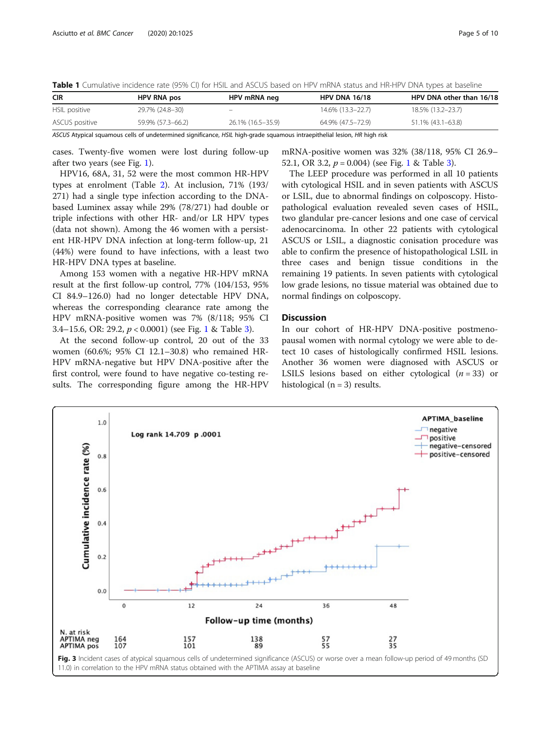**Table 1** Cumulative incidence rate (95% CI) for HSIL and ASCUS based on HPV mRNA status and HR-HPV DNA types at baseline

| CIR | HPV RNA pos | HPV mRNA neg | HPV DNA 16/18 | HPV DNA other than 16/18 |
|---|---|---|---|---|
| HSIL positive | 29.7% (24.8–30) | – | 14.6% (13.3–22.7) | 18.5% (13.2–23.7) |
| ASCUS positive | 59.9% (57.3–66.2) | 26.1% (16.5–35.9) | 64.9% (47.5–72.9) | 51.1% (43.1–63.8) |

*ASCUS* Atypical squamous cells of undetermined significance, *HSIL* high-grade squamous intraepithelial lesion, *HR* high risk

cases. Twenty-five women were lost during follow-up after two years (see Fig. 1).

HPV16, 68A, 31, 52 were the most common HR-HPV types at enrolment (Table 2). At inclusion, 71% (193/271) had a single type infection according to the DNA-based Luminex assay while 29% (78/271) had double or triple infections with other HR- and/or LR HPV types (data not shown). Among the 46 women with a persistent HR-HPV DNA infection at long-term follow-up, 21 (44%) were found to have infections, with a least two HR-HPV DNA types at baseline.

Among 153 women with a negative HR-HPV mRNA result at the first follow-up control, 77% (104/153, 95% CI 84.9–126.0) had no longer detectable HPV DNA, whereas the corresponding clearance rate among the HPV mRNA-positive women was 7% (8/118; 95% CI 3.4–15.6, OR: 29.2, $p < 0.0001$) (see Fig. 1 & Table 3).

At the second follow-up control, 20 out of the 33 women (60.6%; 95% CI 12.1–30.8) who remained HR-HPV mRNA-negative but HPV DNA-positive after the first control, were found to have negative co-testing results. The corresponding figure among the HR-HPV mRNA-positive women was 32% (38/118, 95% CI 26.9–52.1, OR 3.2, $p = 0.004$) (see Fig. 1 & Table 3).

The LEEP procedure was performed in all 10 patients with cytological HSIL and in seven patients with ASCUS or LSIL, due to abnormal findings on colposcopy. Histopathological evaluation revealed seven cases of HSIL, two glandular pre-cancer lesions and one case of cervical adenocarcinoma. In other 22 patients with cytological ASCUS or LSIL, a diagnostic conisation procedure was able to confirm the presence of histopathological LSIL in three cases and benign tissue conditions in the remaining 19 patients. In seven patients with cytological low grade lesions, no tissue material was obtained due to normal findings on colposcopy.

## Discussion

In our cohort of HR-HPV DNA-positive postmenopausal women with normal cytology we were able to detect 10 cases of histologically confirmed HSIL lesions. Another 36 women were diagnosed with ASCUS or LSILS lesions based on either cytological ($n = 33$) or histological (n = 3) results.

Log rank 14.709 p .0001

APTIMA_baseline
negative
positive
negative-censored
positive-censored

Cumulative incidence rate (%)

Follow-up time (months)

N. at risk
APTIMA neg 164 157 138 57 27
APTIMA pos 107 101 89 55 35

**Fig. 3** Incident cases of atypical squamous cells of undetermined significance (ASCUS) or worse over a mean follow-up period of 49 months (SD 11.0) in correlation to the HPV mRNA status obtained with the APTIMA assay at baseline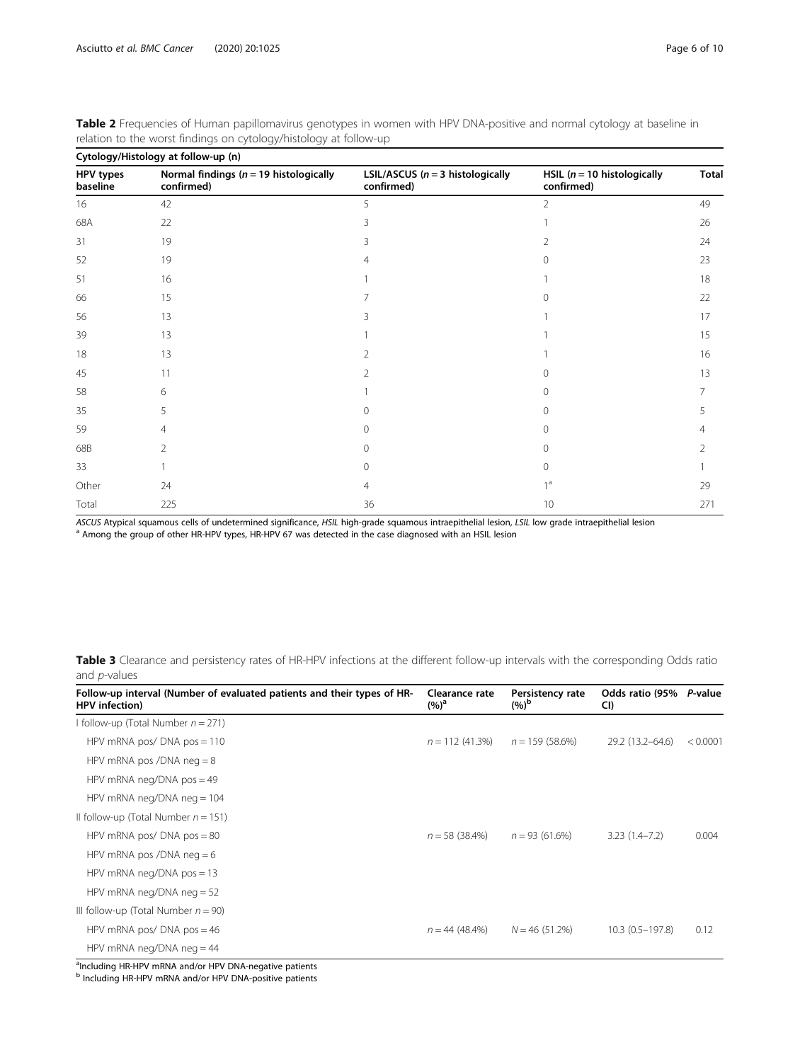**Table 2** Frequencies of Human papillomavirus genotypes in women with HPV DNA-positive and normal cytology at baseline in relation to the worst findings on cytology/histology at follow-up

| Cytology/Histology at follow-up (n) | | | | |
|---|---|---|---|---|
| HPV types baseline | Normal findings (*n* = 19 histologically confirmed) | LSIL/ASCUS (*n* = 3 histologically confirmed) | HSIL (*n* = 10 histologically confirmed) | Total |
| 16 | 42 | 5 | 2 | 49 |
| 68A | 22 | 3 | 1 | 26 |
| 31 | 19 | 3 | 2 | 24 |
| 52 | 19 | 4 | 0 | 23 |
| 51 | 16 | 1 | 1 | 18 |
| 66 | 15 | 7 | 0 | 22 |
| 56 | 13 | 3 | 1 | 17 |
| 39 | 13 | 1 | 1 | 15 |
| 18 | 13 | 2 | 1 | 16 |
| 45 | 11 | 2 | 0 | 13 |
| 58 | 6 | 1 | 0 | 7 |
| 35 | 5 | 0 | 0 | 5 |
| 59 | 4 | 0 | 0 | 4 |
| 68B | 2 | 0 | 0 | 2 |
| 33 | 1 | 0 | 0 | 1 |
| Other | 24 | 4 | 1[a] | 29 |
| Total | 225 | 36 | 10 | 271 |

*ASCUS* Atypical squamous cells of undetermined significance, *HSIL* high-grade squamous intraepithelial lesion, *LSIL* low grade intraepithelial lesion
[a] Among the group of other HR-HPV types, HR-HPV 67 was detected in the case diagnosed with an HSIL lesion

**Table 3** Clearance and persistency rates of HR-HPV infections at the different follow-up intervals with the corresponding Odds ratio and *p*-values

| Follow-up interval (Number of evaluated patients and their types of HR-HPV infection) | Clearance rate (%)[a] | Persistency rate (%)[b] | Odds ratio (95% CI) | *P*-value |
|---|---|---|---|---|
| I follow-up (Total Number *n* = 271) | | | | |
| HPV mRNA pos/ DNA pos = 110 | *n* = 112 (41.3%) | *n* = 159 (58.6%) | 29.2 (13.2–64.6) | < 0.0001 |
| HPV mRNA pos /DNA neg = 8 | | | | |
| HPV mRNA neg/DNA pos = 49 | | | | |
| HPV mRNA neg/DNA neg = 104 | | | | |
| II follow-up (Total Number *n* = 151) | | | | |
| HPV mRNA pos/ DNA pos = 80 | *n* = 58 (38.4%) | *n* = 93 (61.6%) | 3.23 (1.4–7.2) | 0.004 |
| HPV mRNA pos /DNA neg = 6 | | | | |
| HPV mRNA neg/DNA pos = 13 | | | | |
| HPV mRNA neg/DNA neg = 52 | | | | |
| III follow-up (Total Number *n* = 90) | | | | |
| HPV mRNA pos/ DNA pos = 46 | *n* = 44 (48.4%) | *N* = 46 (51.2%) | 10.3 (0.5–197.8) | 0.12 |
| HPV mRNA neg/DNA neg = 44 | | | | |

[a]Including HR-HPV mRNA and/or HPV DNA-negative patients
[b] Including HR-HPV mRNA and/or HPV DNA-positive patients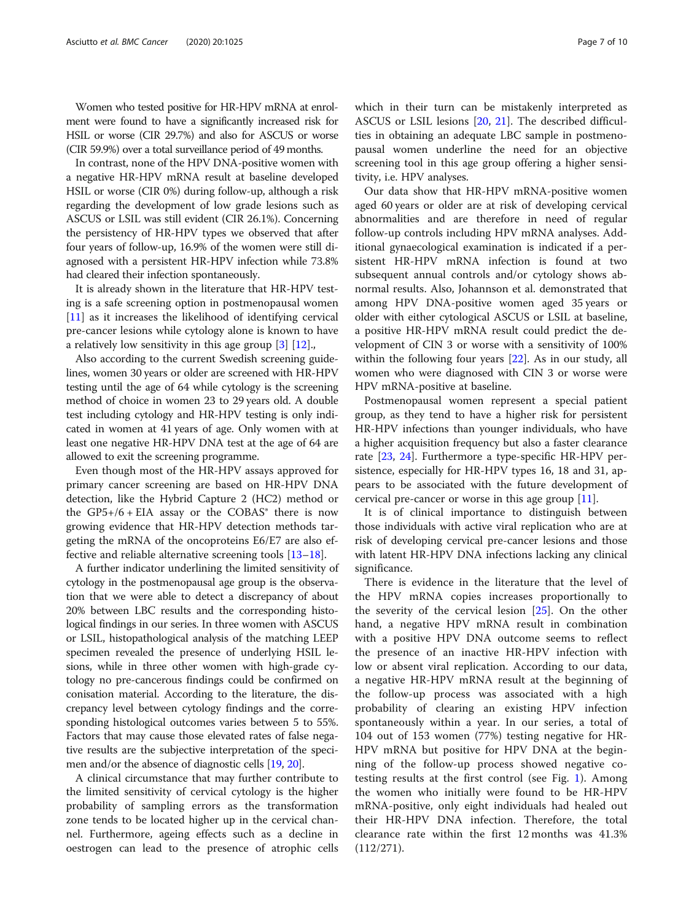Women who tested positive for HR-HPV mRNA at enrolment were found to have a significantly increased risk for HSIL or worse (CIR 29.7%) and also for ASCUS or worse (CIR 59.9%) over a total surveillance period of 49 months.

In contrast, none of the HPV DNA-positive women with a negative HR-HPV mRNA result at baseline developed HSIL or worse (CIR 0%) during follow-up, although a risk regarding the development of low grade lesions such as ASCUS or LSIL was still evident (CIR 26.1%). Concerning the persistency of HR-HPV types we observed that after four years of follow-up, 16.9% of the women were still diagnosed with a persistent HR-HPV infection while 73.8% had cleared their infection spontaneously.

It is already shown in the literature that HR-HPV testing is a safe screening option in postmenopausal women [11] as it increases the likelihood of identifying cervical pre-cancer lesions while cytology alone is known to have a relatively low sensitivity in this age group [3] [12].,

Also according to the current Swedish screening guidelines, women 30 years or older are screened with HR-HPV testing until the age of 64 while cytology is the screening method of choice in women 23 to 29 years old. A double test including cytology and HR-HPV testing is only indicated in women at 41 years of age. Only women with at least one negative HR-HPV DNA test at the age of 64 are allowed to exit the screening programme.

Even though most of the HR-HPV assays approved for primary cancer screening are based on HR-HPV DNA detection, like the Hybrid Capture 2 (HC2) method or the GP5+/6 + EIA assay or the COBAS® there is now growing evidence that HR-HPV detection methods targeting the mRNA of the oncoproteins E6/E7 are also effective and reliable alternative screening tools [13–18].

A further indicator underlining the limited sensitivity of cytology in the postmenopausal age group is the observation that we were able to detect a discrepancy of about 20% between LBC results and the corresponding histological findings in our series. In three women with ASCUS or LSIL, histopathological analysis of the matching LEEP specimen revealed the presence of underlying HSIL lesions, while in three other women with high-grade cytology no pre-cancerous findings could be confirmed on conisation material. According to the literature, the discrepancy level between cytology findings and the corresponding histological outcomes varies between 5 to 55%. Factors that may cause those elevated rates of false negative results are the subjective interpretation of the specimen and/or the absence of diagnostic cells [19, 20].

A clinical circumstance that may further contribute to the limited sensitivity of cervical cytology is the higher probability of sampling errors as the transformation zone tends to be located higher up in the cervical channel. Furthermore, ageing effects such as a decline in oestrogen can lead to the presence of atrophic cells which in their turn can be mistakenly interpreted as ASCUS or LSIL lesions [20, 21]. The described difficulties in obtaining an adequate LBC sample in postmenopausal women underline the need for an objective screening tool in this age group offering a higher sensitivity, i.e. HPV analyses.

Our data show that HR-HPV mRNA-positive women aged 60 years or older are at risk of developing cervical abnormalities and are therefore in need of regular follow-up controls including HPV mRNA analyses. Additional gynaecological examination is indicated if a persistent HR-HPV mRNA infection is found at two subsequent annual controls and/or cytology shows abnormal results. Also, Johannson et al. demonstrated that among HPV DNA-positive women aged 35 years or older with either cytological ASCUS or LSIL at baseline, a positive HR-HPV mRNA result could predict the development of CIN 3 or worse with a sensitivity of 100% within the following four years [22]. As in our study, all women who were diagnosed with CIN 3 or worse were HPV mRNA-positive at baseline.

Postmenopausal women represent a special patient group, as they tend to have a higher risk for persistent HR-HPV infections than younger individuals, who have a higher acquisition frequency but also a faster clearance rate [23, 24]. Furthermore a type-specific HR-HPV persistence, especially for HR-HPV types 16, 18 and 31, appears to be associated with the future development of cervical pre-cancer or worse in this age group [11].

It is of clinical importance to distinguish between those individuals with active viral replication who are at risk of developing cervical pre-cancer lesions and those with latent HR-HPV DNA infections lacking any clinical significance.

There is evidence in the literature that the level of the HPV mRNA copies increases proportionally to the severity of the cervical lesion [25]. On the other hand, a negative HPV mRNA result in combination with a positive HPV DNA outcome seems to reflect the presence of an inactive HR-HPV infection with low or absent viral replication. According to our data, a negative HR-HPV mRNA result at the beginning of the follow-up process was associated with a high probability of clearing an existing HPV infection spontaneously within a year. In our series, a total of 104 out of 153 women (77%) testing negative for HR-HPV mRNA but positive for HPV DNA at the beginning of the follow-up process showed negative co-testing results at the first control (see Fig. 1). Among the women who initially were found to be HR-HPV mRNA-positive, only eight individuals had healed out their HR-HPV DNA infection. Therefore, the total clearance rate within the first 12 months was 41.3% (112/271).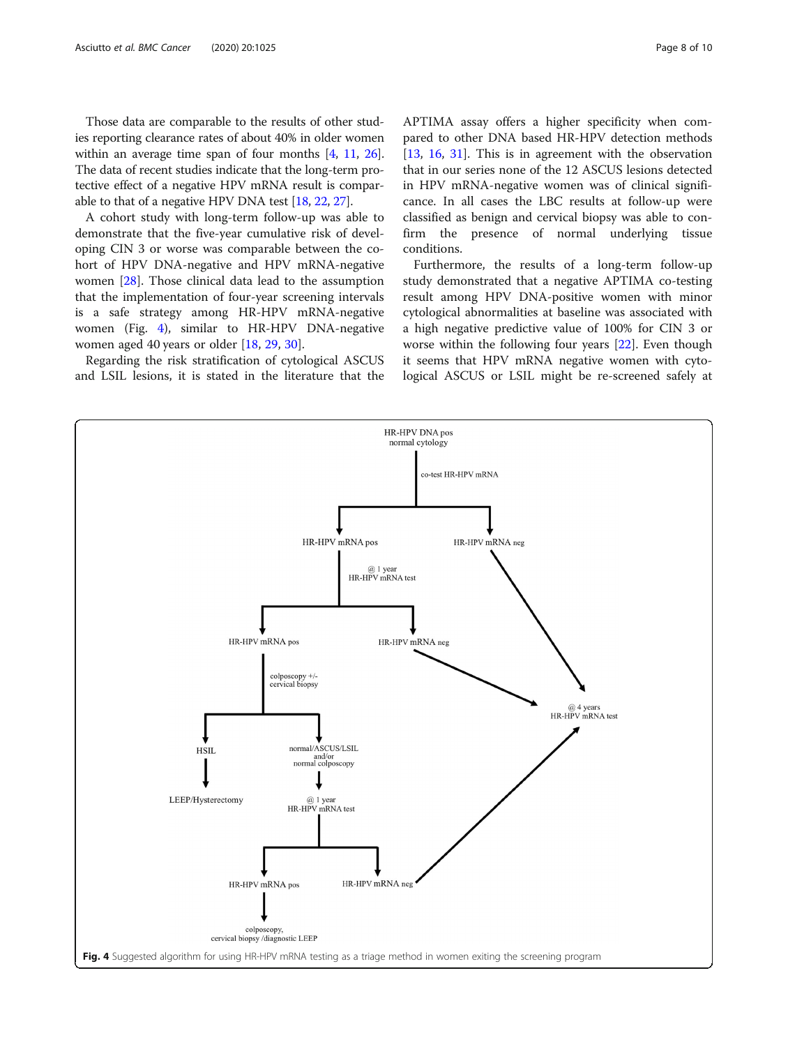Those data are comparable to the results of other studies reporting clearance rates of about 40% in older women within an average time span of four months [4, 11, 26]. The data of recent studies indicate that the long-term protective effect of a negative HPV mRNA result is comparable to that of a negative HPV DNA test [18, 22, 27].

A cohort study with long-term follow-up was able to demonstrate that the five-year cumulative risk of developing CIN 3 or worse was comparable between the cohort of HPV DNA-negative and HPV mRNA-negative women [28]. Those clinical data lead to the assumption that the implementation of four-year screening intervals is a safe strategy among HR-HPV mRNA-negative women (Fig. 4), similar to HR-HPV DNA-negative women aged 40 years or older [18, 29, 30].

Regarding the risk stratification of cytological ASCUS and LSIL lesions, it is stated in the literature that the APTIMA assay offers a higher specificity when compared to other DNA based HR-HPV detection methods [13, 16, 31]. This is in agreement with the observation that in our series none of the 12 ASCUS lesions detected in HPV mRNA-negative women was of clinical significance. In all cases the LBC results at follow-up were classified as benign and cervical biopsy was able to confirm the presence of normal underlying tissue conditions.

Furthermore, the results of a long-term follow-up study demonstrated that a negative APTIMA co-testing result among HPV DNA-positive women with minor cytological abnormalities at baseline was associated with a high negative predictive value of 100% for CIN 3 or worse within the following four years [22]. Even though it seems that HPV mRNA negative women with cytological ASCUS or LSIL might be re-screened safely at

HR-HPV DNA pos
normal cytology

co-test HR-HPV mRNA

HR-HPV mRNA pos

HR-HPV mRNA neg

@ 1 year
HR-HPV mRNA test

HR-HPV mRNA pos

HR-HPV mRNA neg

colposcopy +/-
cervical biopsy

@ 4 years
HR-HPV mRNA test

HSIL

normal/ASCUS/LSIL
and/or
normal colposcopy

LEEP/Hysterectomy

@ 1 year
HR-HPV mRNA test

HR-HPV mRNA pos

HR-HPV mRNA neg

colposcopy,
cervical biopsy /diagnostic LEEP

**Fig. 4** Suggested algorithm for using HR-HPV mRNA testing as a triage method in women exiting the screening program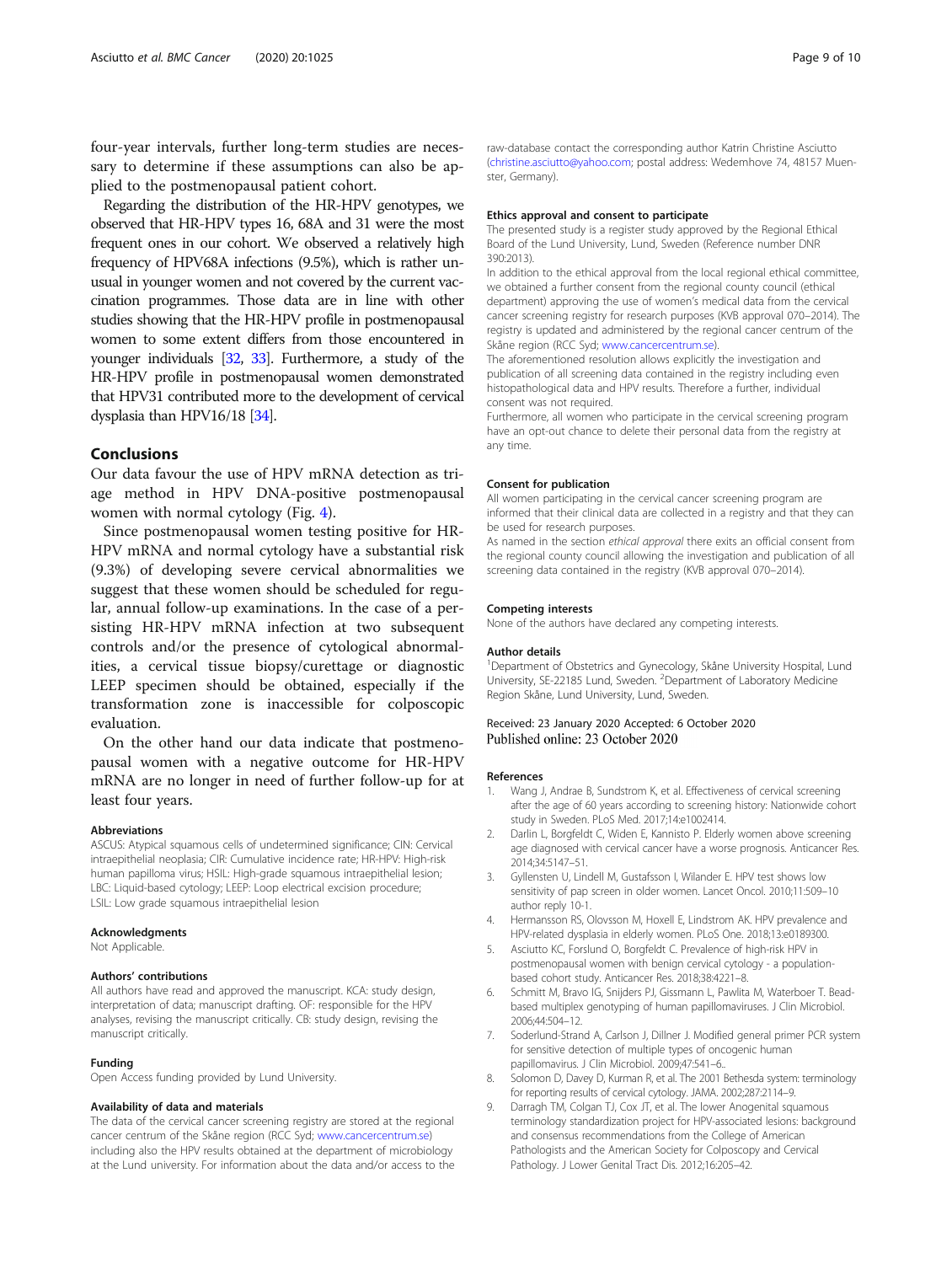four-year intervals, further long-term studies are necessary to determine if these assumptions can also be applied to the postmenopausal patient cohort.

Regarding the distribution of the HR-HPV genotypes, we observed that HR-HPV types 16, 68A and 31 were the most frequent ones in our cohort. We observed a relatively high frequency of HPV68A infections (9.5%), which is rather unusual in younger women and not covered by the current vaccination programmes. Those data are in line with other studies showing that the HR-HPV profile in postmenopausal women to some extent differs from those encountered in younger individuals [32, 33]. Furthermore, a study of the HR-HPV profile in postmenopausal women demonstrated that HPV31 contributed more to the development of cervical dysplasia than HPV16/18 [34].

## Conclusions

Our data favour the use of HPV mRNA detection as triage method in HPV DNA-positive postmenopausal women with normal cytology (Fig. 4).

Since postmenopausal women testing positive for HR-HPV mRNA and normal cytology have a substantial risk (9.3%) of developing severe cervical abnormalities we suggest that these women should be scheduled for regular, annual follow-up examinations. In the case of a persisting HR-HPV mRNA infection at two subsequent controls and/or the presence of cytological abnormalities, a cervical tissue biopsy/curettage or diagnostic LEEP specimen should be obtained, especially if the transformation zone is inaccessible for colposcopic evaluation.

On the other hand our data indicate that postmenopausal women with a negative outcome for HR-HPV mRNA are no longer in need of further follow-up for at least four years.

### Abbreviations

ASCUS: Atypical squamous cells of undetermined significance; CIN: Cervical intraepithelial neoplasia; CIR: Cumulative incidence rate; HR-HPV: High-risk human papilloma virus; HSIL: High-grade squamous intraepithelial lesion; LBC: Liquid-based cytology; LEEP: Loop electrical excision procedure; LSIL: Low grade squamous intraepithelial lesion

### Acknowledgments

Not Applicable.

### Authors' contributions

All authors have read and approved the manuscript. KCA: study design, interpretation of data; manuscript drafting. OF: responsible for the HPV analyses, revising the manuscript critically. CB: study design, revising the manuscript critically.

### Funding

Open Access funding provided by Lund University.

### Availability of data and materials

The data of the cervical cancer screening registry are stored at the regional cancer centrum of the Skåne region (RCC Syd; www.cancercentrum.se) including also the HPV results obtained at the department of microbiology at the Lund university. For information about the data and/or access to the raw-database contact the corresponding author Katrin Christine Asciutto (christine.asciutto@yahoo.com; postal address: Wedemhove 74, 48157 Muenster, Germany).

### Ethics approval and consent to participate

The presented study is a register study approved by the Regional Ethical Board of the Lund University, Lund, Sweden (Reference number DNR 390:2013).

In addition to the ethical approval from the local regional ethical committee, we obtained a further consent from the regional county council (ethical department) approving the use of women's medical data from the cervical cancer screening registry for research purposes (KVB approval 070–2014). The registry is updated and administered by the regional cancer centrum of the Skåne region (RCC Syd; www.cancercentrum.se).

The aforementioned resolution allows explicitly the investigation and publication of all screening data contained in the registry including even histopathological data and HPV results. Therefore a further, individual consent was not required.

Furthermore, all women who participate in the cervical screening program have an opt-out chance to delete their personal data from the registry at any time.

### Consent for publication

All women participating in the cervical cancer screening program are informed that their clinical data are collected in a registry and that they can be used for research purposes.

As named in the section *ethical approval* there exits an official consent from the regional county council allowing the investigation and publication of all screening data contained in the registry (KVB approval 070–2014).

### Competing interests

None of the authors have declared any competing interests.

### Author details

[1]Department of Obstetrics and Gynecology, Skåne University Hospital, Lund University, SE-22185 Lund, Sweden. [2]Department of Laboratory Medicine Region Skåne, Lund University, Lund, Sweden.

Received: 23 January 2020 Accepted: 6 October 2020
Published online: 23 October 2020

### References

1. Wang J, Andrae B, Sundstrom K, et al. Effectiveness of cervical screening after the age of 60 years according to screening history: Nationwide cohort study in Sweden. PLoS Med. 2017;14:e1002414.
2. Darlin L, Borgfeldt C, Widen E, Kannisto P. Elderly women above screening age diagnosed with cervical cancer have a worse prognosis. Anticancer Res. 2014;34:5147–51.
3. Gyllensten U, Lindell M, Gustafsson I, Wilander E. HPV test shows low sensitivity of pap screen in older women. Lancet Oncol. 2010;11:509–10 author reply 10-1.
4. Hermansson RS, Olovsson M, Hoxell E, Lindstrom AK. HPV prevalence and HPV-related dysplasia in elderly women. PLoS One. 2018;13:e0189300.
5. Asciutto KC, Forslund O, Borgfeldt C. Prevalence of high-risk HPV in postmenopausal women with benign cervical cytology - a population-based cohort study. Anticancer Res. 2018;38:4221–8.
6. Schmitt M, Bravo IG, Snijders PJ, Gissmann L, Pawlita M, Waterboer T. Bead-based multiplex genotyping of human papillomaviruses. J Clin Microbiol. 2006;44:504–12.
7. Soderlund-Strand A, Carlson J, Dillner J. Modified general primer PCR system for sensitive detection of multiple types of oncogenic human papillomavirus. J Clin Microbiol. 2009;47:541–6..
8. Solomon D, Davey D, Kurman R, et al. The 2001 Bethesda system: terminology for reporting results of cervical cytology. JAMA. 2002;287:2114–9.
9. Darragh TM, Colgan TJ, Cox JT, et al. The lower Anogenital squamous terminology standardization project for HPV-associated lesions: background and consensus recommendations from the College of American Pathologists and the American Society for Colposcopy and Cervical Pathology. J Lower Genital Tract Dis. 2012;16:205–42.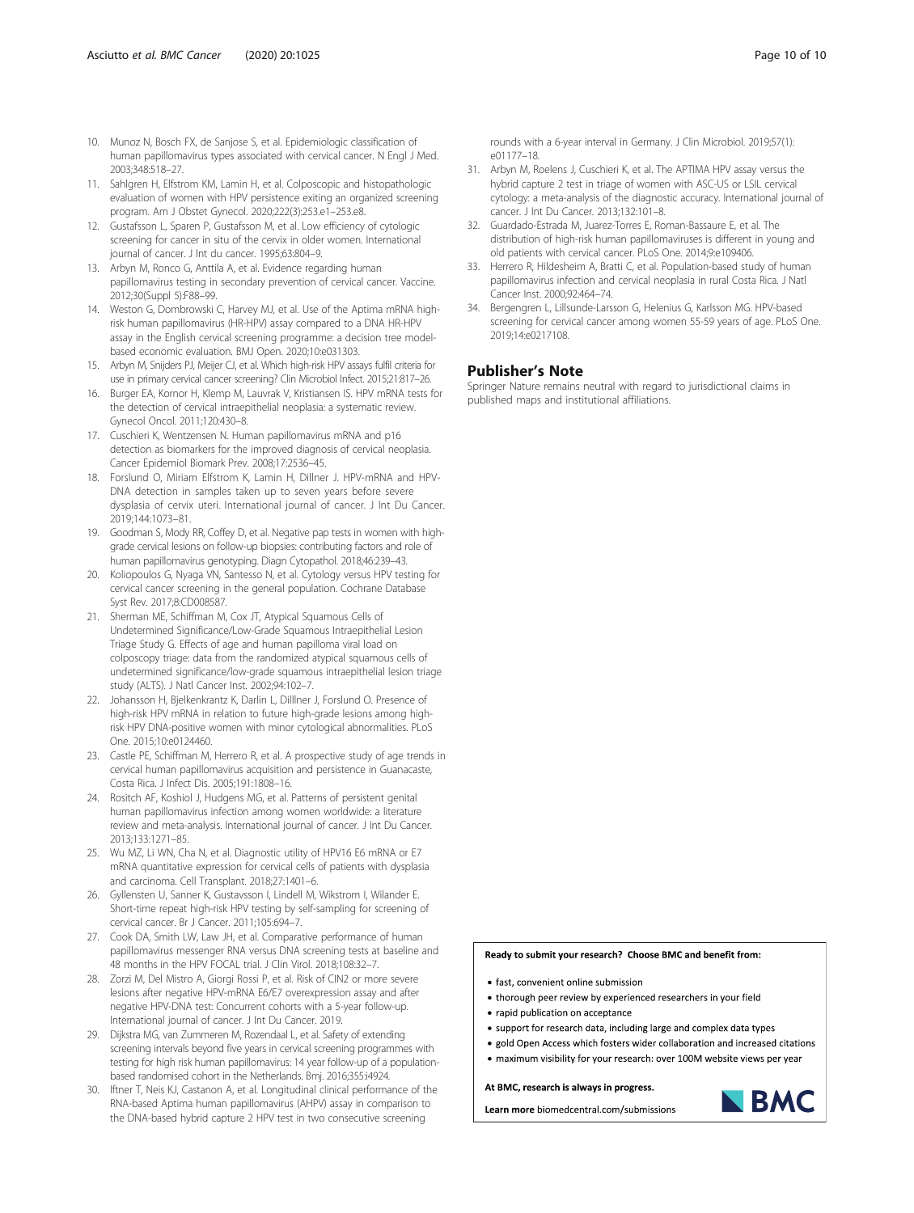10. Munoz N, Bosch FX, de Sanjose S, et al. Epidemiologic classification of human papillomavirus types associated with cervical cancer. N Engl J Med. 2003;348:518–27.
11. Sahlgren H, Elfstrom KM, Lamin H, et al. Colposcopic and histopathologic evaluation of women with HPV persistence exiting an organized screening program. Am J Obstet Gynecol. 2020;222(3):253.e1–253.e8.
12. Gustafsson L, Sparen P, Gustafsson M, et al. Low efficiency of cytologic screening for cancer in situ of the cervix in older women. International journal of cancer. J Int du cancer. 1995;63:804–9.
13. Arbyn M, Ronco G, Anttila A, et al. Evidence regarding human papillomavirus testing in secondary prevention of cervical cancer. Vaccine. 2012;30(Suppl 5):F88–99.
14. Weston G, Dombrowski C, Harvey MJ, et al. Use of the Aptima mRNA high-risk human papillomavirus (HR-HPV) assay compared to a DNA HR-HPV assay in the English cervical screening programme: a decision tree model-based economic evaluation. BMJ Open. 2020;10:e031303.
15. Arbyn M, Snijders PJ, Meijer CJ, et al. Which high-risk HPV assays fulfil criteria for use in primary cervical cancer screening? Clin Microbiol Infect. 2015;21:817–26.
16. Burger EA, Kornor H, Klemp M, Lauvrak V, Kristiansen IS. HPV mRNA tests for the detection of cervical intraepithelial neoplasia: a systematic review. Gynecol Oncol. 2011;120:430–8.
17. Cuschieri K, Wentzensen N. Human papillomavirus mRNA and p16 detection as biomarkers for the improved diagnosis of cervical neoplasia. Cancer Epidemiol Biomark Prev. 2008;17:2536–45.
18. Forslund O, Miriam Elfstrom K, Lamin H, Dillner J. HPV-mRNA and HPV-DNA detection in samples taken up to seven years before severe dysplasia of cervix uteri. International journal of cancer. J Int Du Cancer. 2019;144:1073–81.
19. Goodman S, Mody RR, Coffey D, et al. Negative pap tests in women with high-grade cervical lesions on follow-up biopsies: contributing factors and role of human papillomavirus genotyping. Diagn Cytopathol. 2018;46:239–43.
20. Koliopoulos G, Nyaga VN, Santesso N, et al. Cytology versus HPV testing for cervical cancer screening in the general population. Cochrane Database Syst Rev. 2017;8:CD008587.
21. Sherman ME, Schiffman M, Cox JT, Atypical Squamous Cells of Undetermined Significance/Low-Grade Squamous Intraepithelial Lesion Triage Study G. Effects of age and human papilloma viral load on colposcopy triage: data from the randomized atypical squamous cells of undetermined significance/low-grade squamous intraepithelial lesion triage study (ALTS). J Natl Cancer Inst. 2002;94:102–7.
22. Johansson H, Bjelkenkrantz K, Darlin L, Dilllner J, Forslund O. Presence of high-risk HPV mRNA in relation to future high-grade lesions among high-risk HPV DNA-positive women with minor cytological abnormalities. PLoS One. 2015;10:e0124460.
23. Castle PE, Schiffman M, Herrero R, et al. A prospective study of age trends in cervical human papillomavirus acquisition and persistence in Guanacaste, Costa Rica. J Infect Dis. 2005;191:1808–16.
24. Rositch AF, Koshiol J, Hudgens MG, et al. Patterns of persistent genital human papillomavirus infection among women worldwide: a literature review and meta-analysis. International journal of cancer. J Int Du Cancer. 2013;133:1271–85.
25. Wu MZ, Li WN, Cha N, et al. Diagnostic utility of HPV16 E6 mRNA or E7 mRNA quantitative expression for cervical cells of patients with dysplasia and carcinoma. Cell Transplant. 2018;27:1401–6.
26. Gyllensten U, Sanner K, Gustavsson I, Lindell M, Wikstrom I, Wilander E. Short-time repeat high-risk HPV testing by self-sampling for screening of cervical cancer. Br J Cancer. 2011;105:694–7.
27. Cook DA, Smith LW, Law JH, et al. Comparative performance of human papillomavirus messenger RNA versus DNA screening tests at baseline and 48 months in the HPV FOCAL trial. J Clin Virol. 2018;108:32–7.
28. Zorzi M, Del Mistro A, Giorgi Rossi P, et al. Risk of CIN2 or more severe lesions after negative HPV-mRNA E6/E7 overexpression assay and after negative HPV-DNA test: Concurrent cohorts with a 5-year follow-up. International journal of cancer. J Int Du Cancer. 2019.
29. Dijkstra MG, van Zummeren M, Rozendaal L, et al. Safety of extending screening intervals beyond five years in cervical screening programmes with testing for high risk human papillomavirus: 14 year follow-up of a population-based randomised cohort in the Netherlands. Bmj. 2016;355:i4924.
30. Iftner T, Neis KJ, Castanon A, et al. Longitudinal clinical performance of the RNA-based Aptima human papillomavirus (AHPV) assay in comparison to the DNA-based hybrid capture 2 HPV test in two consecutive screening rounds with a 6-year interval in Germany. J Clin Microbiol. 2019;57(1): e01177–18.
31. Arbyn M, Roelens J, Cuschieri K, et al. The APTIMA HPV assay versus the hybrid capture 2 test in triage of women with ASC-US or LSIL cervical cytology: a meta-analysis of the diagnostic accuracy. International journal of cancer. J Int Du Cancer. 2013;132:101–8.
32. Guardado-Estrada M, Juarez-Torres E, Roman-Bassaure E, et al. The distribution of high-risk human papillomaviruses is different in young and old patients with cervical cancer. PLoS One. 2014;9:e109406.
33. Herrero R, Hildesheim A, Bratti C, et al. Population-based study of human papillomavirus infection and cervical neoplasia in rural Costa Rica. J Natl Cancer Inst. 2000;92:464–74.
34. Bergengren L, Lillsunde-Larsson G, Helenius G, Karlsson MG. HPV-based screening for cervical cancer among women 55-59 years of age. PLoS One. 2019;14:e0217108.

## Publisher's Note

Springer Nature remains neutral with regard to jurisdictional claims in published maps and institutional affiliations.

**Ready to submit your research? Choose BMC and benefit from:**

- fast, convenient online submission
- thorough peer review by experienced researchers in your field
- rapid publication on acceptance
- support for research data, including large and complex data types
- gold Open Access which fosters wider collaboration and increased citations
- maximum visibility for your research: over 100M website views per year

**At BMC, research is always in progress.**

**Learn more** biomedcentral.com/submissions

BMC